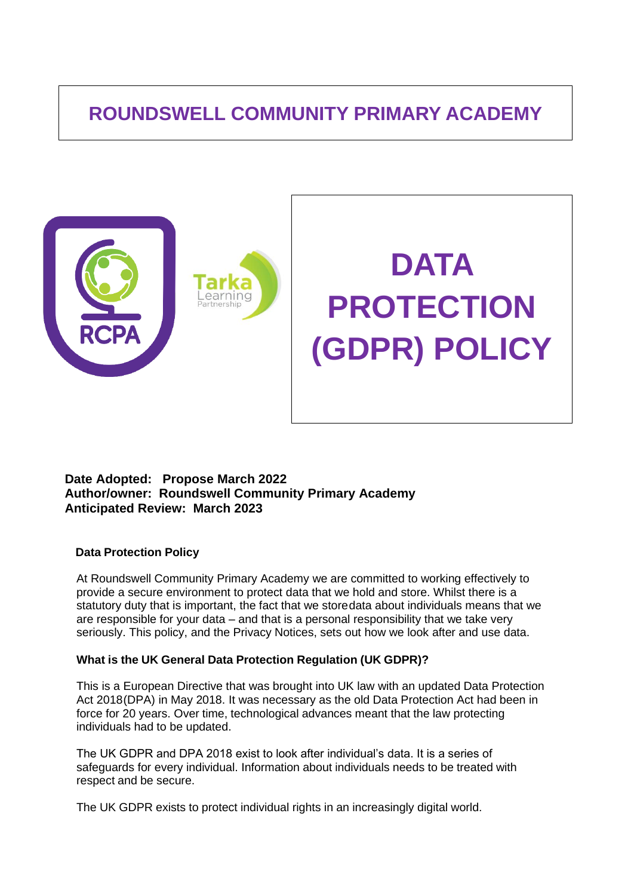# ROUNDSWELL COMMUNITY PRIMARY ACADEMY

# DATA PROTECTION (GDPR) POLICY

**Date Adopted: Propose March 2022**
**Author/owner: Roundswell Community Primary Academy**
**Anticipated Review: March 2023**

## Data Protection Policy

At Roundswell Community Primary Academy we are committed to working effectively to provide a secure environment to protect data that we hold and store. Whilst there is a statutory duty that is important, the fact that we store data about individuals means that we are responsible for your data – and that is a personal responsibility that we take very seriously. This policy, and the Privacy Notices, sets out how we look after and use data.

### What is the UK General Data Protection Regulation (UK GDPR)?

This is a European Directive that was brought into UK law with an updated Data Protection Act 2018 (DPA) in May 2018. It was necessary as the old Data Protection Act had been in force for 20 years. Over time, technological advances meant that the law protecting individuals had to be updated.

The UK GDPR and DPA 2018 exist to look after individual's data. It is a series of safeguards for every individual. Information about individuals needs to be treated with respect and be secure.

The UK GDPR exists to protect individual rights in an increasingly digital world.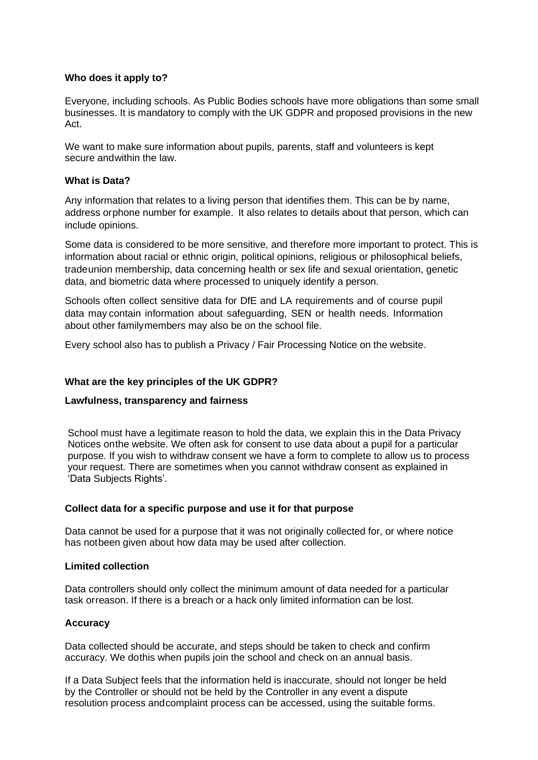**Who does it apply to?**

Everyone, including schools. As Public Bodies schools have more obligations than some small businesses. It is mandatory to comply with the UK GDPR and proposed provisions in the new Act.

We want to make sure information about pupils, parents, staff and volunteers is kept secure andwithin the law.

**What is Data?**

Any information that relates to a living person that identifies them. This can be by name, address orphone number for example. It also relates to details about that person, which can include opinions.

Some data is considered to be more sensitive, and therefore more important to protect. This is information about racial or ethnic origin, political opinions, religious or philosophical beliefs, tradeunion membership, data concerning health or sex life and sexual orientation, genetic data, and biometric data where processed to uniquely identify a person.

Schools often collect sensitive data for DfE and LA requirements and of course pupil data may contain information about safeguarding, SEN or health needs. Information about other familymembers may also be on the school file.

Every school also has to publish a Privacy / Fair Processing Notice on the website.

**What are the key principles of the UK GDPR?**

**Lawfulness, transparency and fairness**

School must have a legitimate reason to hold the data, we explain this in the Data Privacy Notices onthe website. We often ask for consent to use data about a pupil for a particular purpose. If you wish to withdraw consent we have a form to complete to allow us to process your request. There are sometimes when you cannot withdraw consent as explained in 'Data Subjects Rights'.

**Collect data for a specific purpose and use it for that purpose**

Data cannot be used for a purpose that it was not originally collected for, or where notice has notbeen given about how data may be used after collection.

**Limited collection**

Data controllers should only collect the minimum amount of data needed for a particular task orreason. If there is a breach or a hack only limited information can be lost.

**Accuracy**

Data collected should be accurate, and steps should be taken to check and confirm accuracy. We dothis when pupils join the school and check on an annual basis.

If a Data Subject feels that the information held is inaccurate, should not longer be held by the Controller or should not be held by the Controller in any event a dispute resolution process andcomplaint process can be accessed, using the suitable forms.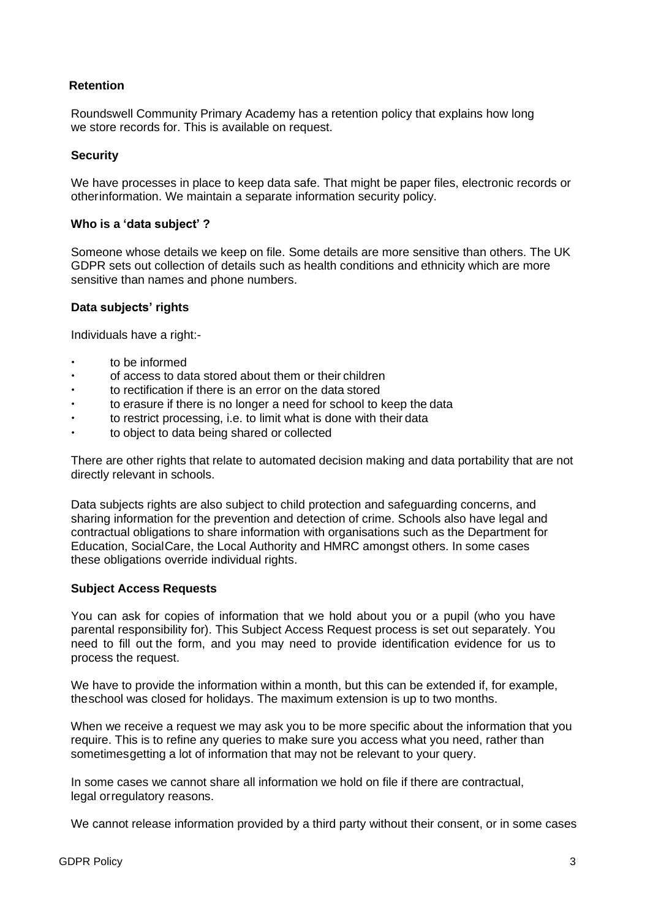**Retention**

Roundswell Community Primary Academy has a retention policy that explains how long we store records for. This is available on request.

**Security**

We have processes in place to keep data safe. That might be paper files, electronic records or otherinformation. We maintain a separate information security policy.

**Who is a 'data subject' ?**

Someone whose details we keep on file. Some details are more sensitive than others. The UK GDPR sets out collection of details such as health conditions and ethnicity which are more sensitive than names and phone numbers.

**Data subjects' rights**

Individuals have a right:-

- to be informed
- of access to data stored about them or their children
- to rectification if there is an error on the data stored
- to erasure if there is no longer a need for school to keep the data
- to restrict processing, i.e. to limit what is done with their data
- to object to data being shared or collected

There are other rights that relate to automated decision making and data portability that are not directly relevant in schools.

Data subjects rights are also subject to child protection and safeguarding concerns, and sharing information for the prevention and detection of crime. Schools also have legal and contractual obligations to share information with organisations such as the Department for Education, SocialCare, the Local Authority and HMRC amongst others. In some cases these obligations override individual rights.

**Subject Access Requests**

You can ask for copies of information that we hold about you or a pupil (who you have parental responsibility for). This Subject Access Request process is set out separately. You need to fill out the form, and you may need to provide identification evidence for us to process the request.

We have to provide the information within a month, but this can be extended if, for example, theschool was closed for holidays. The maximum extension is up to two months.

When we receive a request we may ask you to be more specific about the information that you require. This is to refine any queries to make sure you access what you need, rather than sometimesgetting a lot of information that may not be relevant to your query.

In some cases we cannot share all information we hold on file if there are contractual, legal orregulatory reasons.

We cannot release information provided by a third party without their consent, or in some cases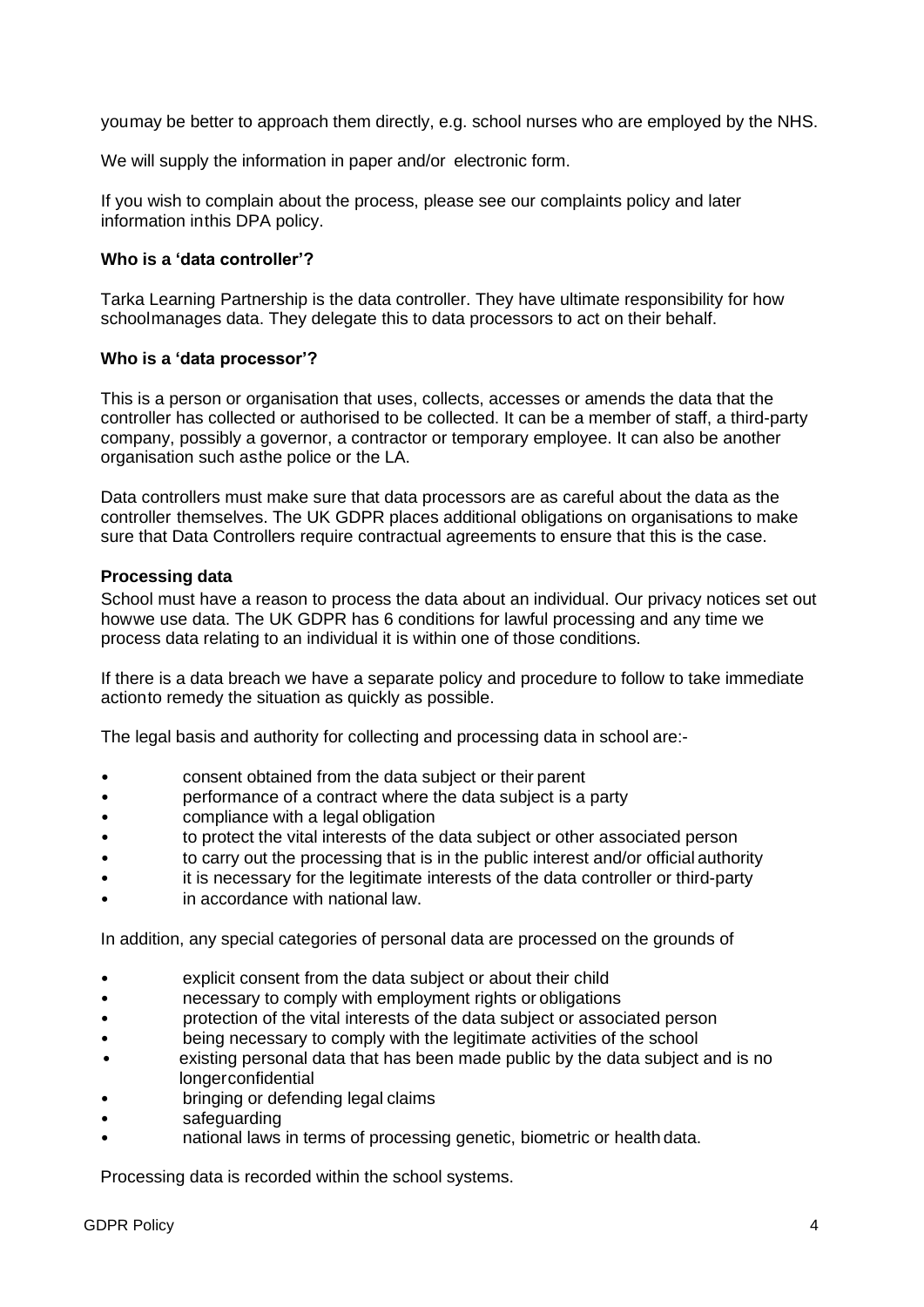youmay be better to approach them directly, e.g. school nurses who are employed by the NHS.

We will supply the information in paper and/or electronic form.

If you wish to complain about the process, please see our complaints policy and later information inthis DPA policy.

**Who is a 'data controller'?**

Tarka Learning Partnership is the data controller. They have ultimate responsibility for how schoolmanages data. They delegate this to data processors to act on their behalf.

**Who is a 'data processor'?**

This is a person or organisation that uses, collects, accesses or amends the data that the controller has collected or authorised to be collected. It can be a member of staff, a third-party company, possibly a governor, a contractor or temporary employee. It can also be another organisation such asthe police or the LA.

Data controllers must make sure that data processors are as careful about the data as the controller themselves. The UK GDPR places additional obligations on organisations to make sure that Data Controllers require contractual agreements to ensure that this is the case.

**Processing data**

School must have a reason to process the data about an individual. Our privacy notices set out howwe use data. The UK GDPR has 6 conditions for lawful processing and any time we process data relating to an individual it is within one of those conditions.

If there is a data breach we have a separate policy and procedure to follow to take immediate actionto remedy the situation as quickly as possible.

The legal basis and authority for collecting and processing data in school are:-

- consent obtained from the data subject or their parent
- performance of a contract where the data subject is a party
- compliance with a legal obligation
- to protect the vital interests of the data subject or other associated person
- to carry out the processing that is in the public interest and/or official authority
- it is necessary for the legitimate interests of the data controller or third-party
- in accordance with national law.

In addition, any special categories of personal data are processed on the grounds of

- explicit consent from the data subject or about their child
- necessary to comply with employment rights or obligations
- protection of the vital interests of the data subject or associated person
- being necessary to comply with the legitimate activities of the school
- existing personal data that has been made public by the data subject and is no longerconfidential
- bringing or defending legal claims
- safeguarding
- national laws in terms of processing genetic, biometric or health data.

Processing data is recorded within the school systems.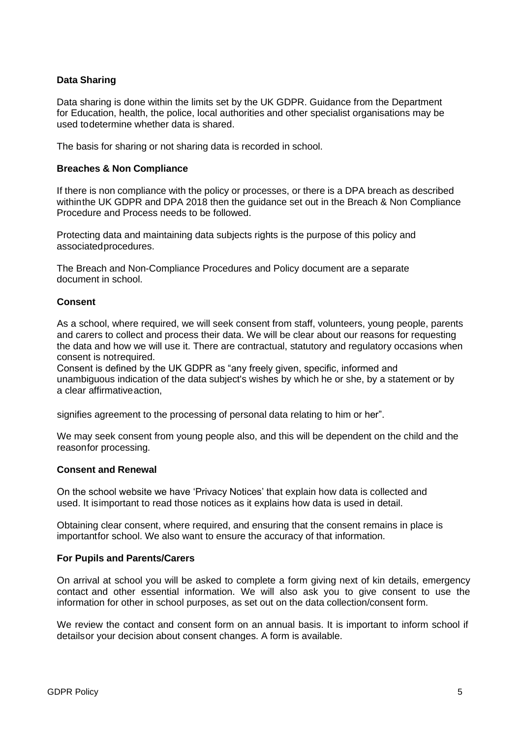### Data Sharing

Data sharing is done within the limits set by the UK GDPR. Guidance from the Department for Education, health, the police, local authorities and other specialist organisations may be used todetermine whether data is shared.

The basis for sharing or not sharing data is recorded in school.

### Breaches & Non Compliance

If there is non compliance with the policy or processes, or there is a DPA breach as described withinthe UK GDPR and DPA 2018 then the guidance set out in the Breach & Non Compliance Procedure and Process needs to be followed.

Protecting data and maintaining data subjects rights is the purpose of this policy and associatedprocedures.

The Breach and Non-Compliance Procedures and Policy document are a separate document in school.

### Consent

As a school, where required, we will seek consent from staff, volunteers, young people, parents and carers to collect and process their data. We will be clear about our reasons for requesting the data and how we will use it. There are contractual, statutory and regulatory occasions when consent is notrequired.
Consent is defined by the UK GDPR as "any freely given, specific, informed and unambiguous indication of the data subject's wishes by which he or she, by a statement or by a clear affirmativeaction,

signifies agreement to the processing of personal data relating to him or her".

We may seek consent from young people also, and this will be dependent on the child and the reasonfor processing.

### Consent and Renewal

On the school website we have 'Privacy Notices' that explain how data is collected and used. It isimportant to read those notices as it explains how data is used in detail.

Obtaining clear consent, where required, and ensuring that the consent remains in place is importantfor school. We also want to ensure the accuracy of that information.

### For Pupils and Parents/Carers

On arrival at school you will be asked to complete a form giving next of kin details, emergency contact and other essential information. We will also ask you to give consent to use the information for other in school purposes, as set out on the data collection/consent form.

We review the contact and consent form on an annual basis. It is important to inform school if detailsor your decision about consent changes. A form is available.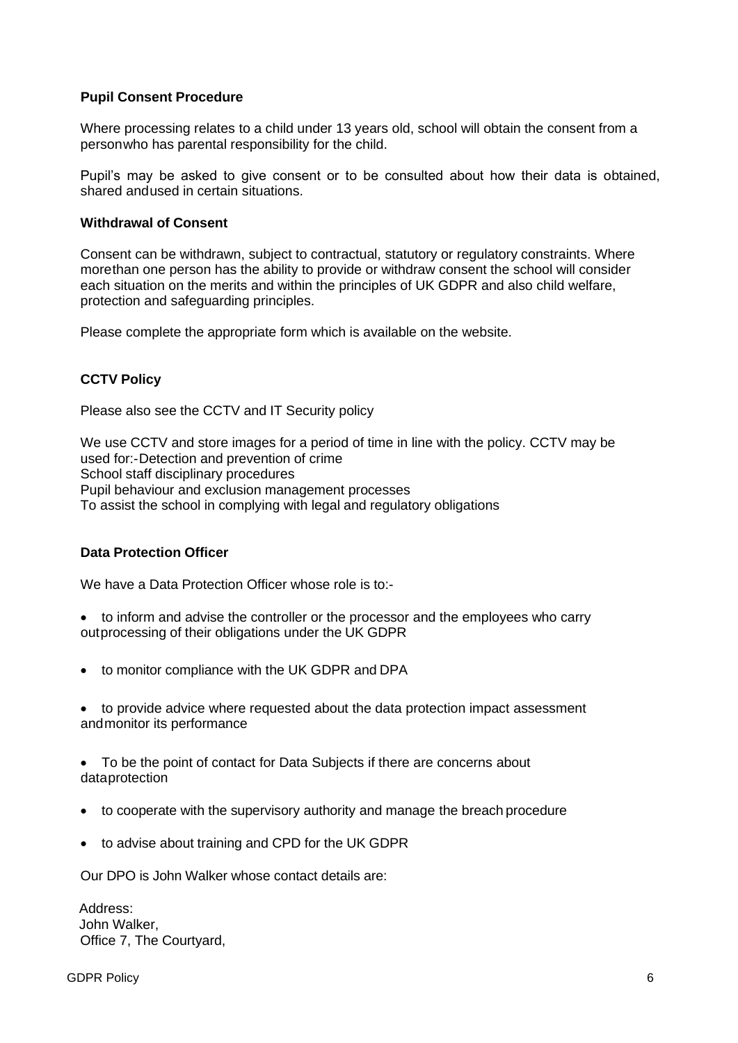### Pupil Consent Procedure

Where processing relates to a child under 13 years old, school will obtain the consent from a person who has parental responsibility for the child.

Pupil's may be asked to give consent or to be consulted about how their data is obtained, shared and used in certain situations.

### Withdrawal of Consent

Consent can be withdrawn, subject to contractual, statutory or regulatory constraints. Where more than one person has the ability to provide or withdraw consent the school will consider each situation on the merits and within the principles of UK GDPR and also child welfare, protection and safeguarding principles.

Please complete the appropriate form which is available on the website.

### CCTV Policy

Please also see the CCTV and IT Security policy

We use CCTV and store images for a period of time in line with the policy. CCTV may be used for:-Detection and prevention of crime
School staff disciplinary procedures
Pupil behaviour and exclusion management processes
To assist the school in complying with legal and regulatory obligations

### Data Protection Officer

We have a Data Protection Officer whose role is to:-

- to inform and advise the controller or the processor and the employees who carry out processing of their obligations under the UK GDPR
- to monitor compliance with the UK GDPR and DPA
- to provide advice where requested about the data protection impact assessment and monitor its performance
- To be the point of contact for Data Subjects if there are concerns about data protection
- to cooperate with the supervisory authority and manage the breach procedure
- to advise about training and CPD for the UK GDPR

Our DPO is John Walker whose contact details are:

Address:
John Walker,
Office 7, The Courtyard,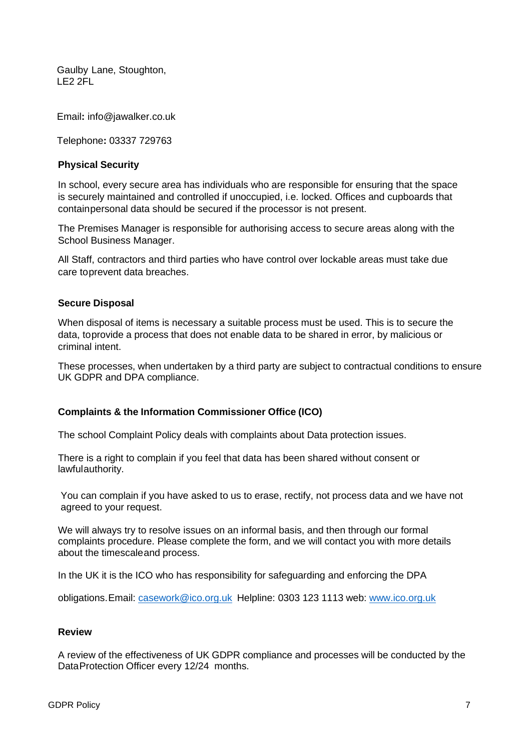Gaulby Lane, Stoughton,
LE2 2FL

Email**:** info@jawalker.co.uk

Telephone**:** 03337 729763

**Physical Security**

In school, every secure area has individuals who are responsible for ensuring that the space is securely maintained and controlled if unoccupied, i.e. locked. Offices and cupboards that containpersonal data should be secured if the processor is not present.

The Premises Manager is responsible for authorising access to secure areas along with the School Business Manager.

All Staff, contractors and third parties who have control over lockable areas must take due care toprevent data breaches.

**Secure Disposal**

When disposal of items is necessary a suitable process must be used. This is to secure the data, toprovide a process that does not enable data to be shared in error, by malicious or criminal intent.

These processes, when undertaken by a third party are subject to contractual conditions to ensure UK GDPR and DPA compliance.

**Complaints & the Information Commissioner Office (ICO)**

The school Complaint Policy deals with complaints about Data protection issues.

There is a right to complain if you feel that data has been shared without consent or lawfulauthority.

You can complain if you have asked to us to erase, rectify, not process data and we have not agreed to your request.

We will always try to resolve issues on an informal basis, and then through our formal complaints procedure. Please complete the form, and we will contact you with more details about the timescaleand process.

In the UK it is the ICO who has responsibility for safeguarding and enforcing the DPA

obligations. Email: casework@ico.org.uk Helpline: 0303 123 1113 web: www.ico.org.uk

**Review**

A review of the effectiveness of UK GDPR compliance and processes will be conducted by the DataProtection Officer every 12/24 months.